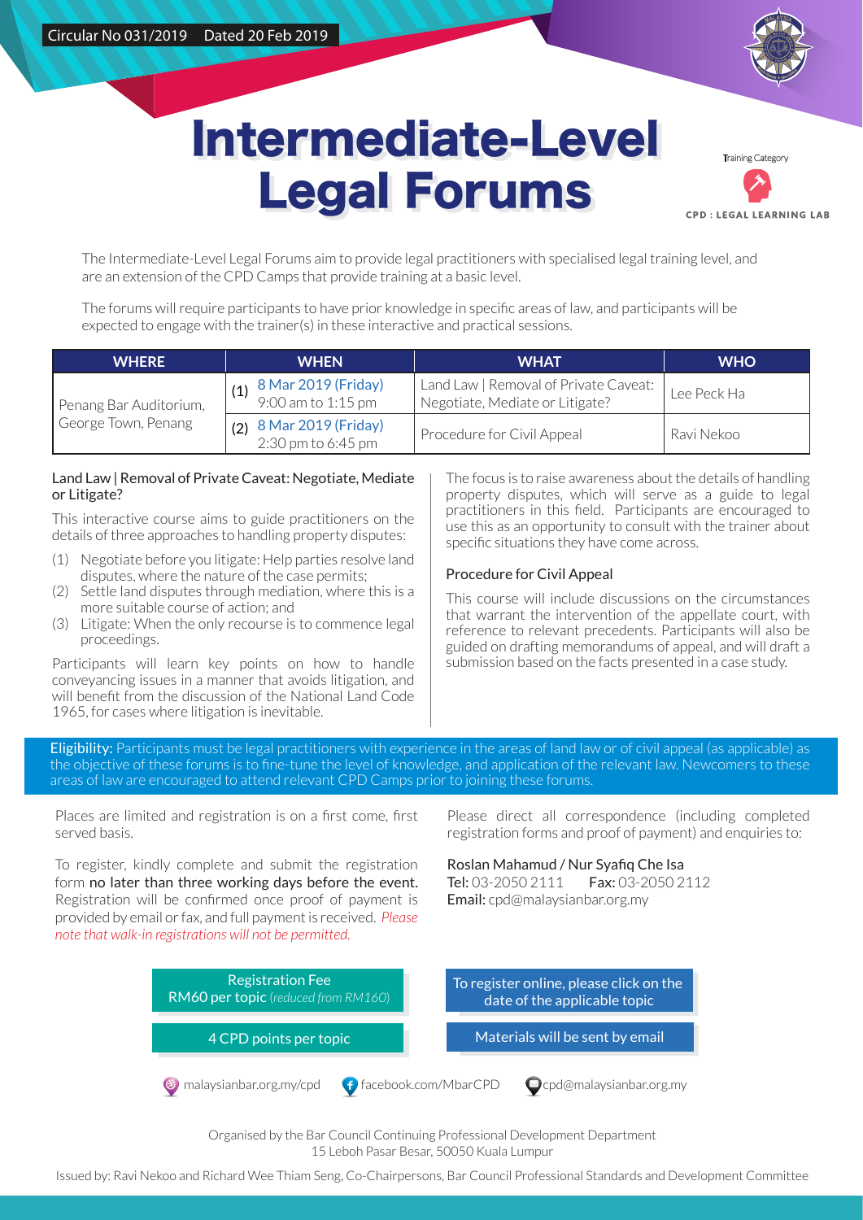Circular No 031/2019 Dated 20 Feb 2019

# Intermediate-Level Legal Forums

Training Category

CPD : LEGAL LEARNING LAB

The Intermediate-Level Legal Forums aim to provide legal practitioners with specialised legal training level, and are an extension of the CPD Camps that provide training at a basic level.

The forums will require participants to have prior knowledge in specific areas of law, and participants will be expected to engage with the trainer(s) in these interactive and practical sessions.

| WHERE | WHEN | WHAT | WHO |
|---|---|---|---|
| Penang Bar Auditorium, George Town, Penang | (1) 8 Mar 2019 (Friday) 9:00 am to 1:15 pm | Land Law \| Removal of Private Caveat: Negotiate, Mediate or Litigate? | Lee Peck Ha |
| | (2) 8 Mar 2019 (Friday) 2:30 pm to 6:45 pm | Procedure for Civil Appeal | Ravi Nekoo |

### Land Law | Removal of Private Caveat: Negotiate, Mediate or Litigate?

This interactive course aims to guide practitioners on the details of three approaches to handling property disputes:

(1) Negotiate before you litigate: Help parties resolve land disputes, where the nature of the case permits;
(2) Settle land disputes through mediation, where this is a more suitable course of action; and
(3) Litigate: When the only recourse is to commence legal proceedings.

Participants will learn key points on how to handle conveyancing issues in a manner that avoids litigation, and will benefit from the discussion of the National Land Code 1965, for cases where litigation is inevitable.

The focus is to raise awareness about the details of handling property disputes, which will serve as a guide to legal practitioners in this field. Participants are encouraged to use this as an opportunity to consult with the trainer about specific situations they have come across.

### Procedure for Civil Appeal

This course will include discussions on the circumstances that warrant the intervention of the appellate court, with reference to relevant precedents. Participants will also be guided on drafting memorandums of appeal, and will draft a submission based on the facts presented in a case study.

**Eligibility:** Participants must be legal practitioners with experience in the areas of land law or of civil appeal (as applicable) as the objective of these forums is to fine-tune the level of knowledge, and application of the relevant law. Newcomers to these areas of law are encouraged to attend relevant CPD Camps prior to joining these forums.

Places are limited and registration is on a first come, first served basis.

To register, kindly complete and submit the registration form **no later than three working days before the event.** Registration will be confirmed once proof of payment is provided by email or fax, and full payment is received. *Please note that walk-in registrations will not be permitted.*

Please direct all correspondence (including completed registration forms and proof of payment) and enquiries to:

Roslan Mahamud / Nur Syafiq Che Isa
**Tel:** 03-2050 2111 **Fax:** 03-2050 2112
**Email:** cpd@malaysianbar.org.my

Registration Fee
**RM60 per topic** *(reduced from RM160)*

To register online, please click on the date of the applicable topic

4 CPD points per topic

Materials will be sent by email

malaysianbar.org.my/cpd facebook.com/MbarCPD cpd@malaysianbar.org.my

Organised by the Bar Council Continuing Professional Development Department
15 Leboh Pasar Besar, 50050 Kuala Lumpur

Issued by: Ravi Nekoo and Richard Wee Thiam Seng, Co-Chairpersons, Bar Council Professional Standards and Development Committee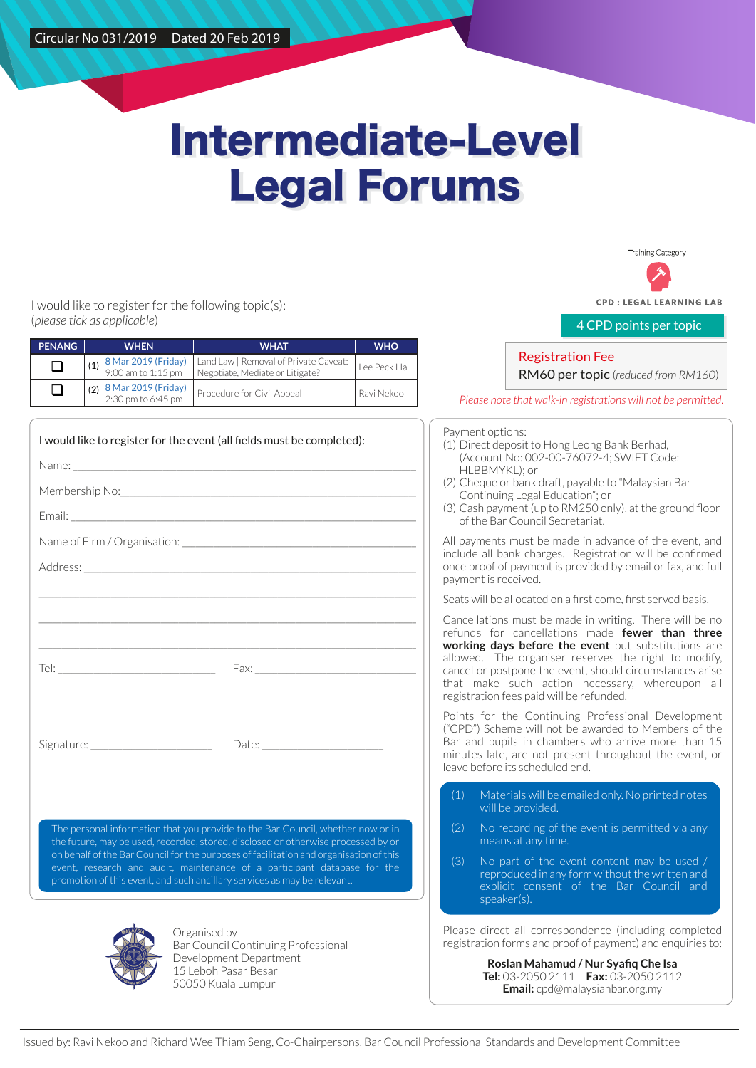Circular No 031/2019 Dated 20 Feb 2019

# Intermediate-Level Legal Forums

Training Category

CPD : LEGAL LEARNING LAB

4 CPD points per topic

I would like to register for the following topic(s):
(*please tick as applicable*)

| PENANG | WHEN | WHAT | WHO |
|---|---|---|---|
| ❑ | (1) 8 Mar 2019 (Friday) 9:00 am to 1:15 pm | Land Law \| Removal of Private Caveat: Negotiate, Mediate or Litigate? | Lee Peck Ha |
| ❑ | (2) 8 Mar 2019 (Friday) 2:30 pm to 6:45 pm | Procedure for Civil Appeal | Ravi Nekoo |

**Registration Fee**
RM60 per topic (*reduced from RM160*)

*Please note that walk-in registrations will not be permitted.*

I would like to register for the event (all fields must be completed):

Name: ______________________________

Membership No: ______________________________

Email: ______________________________

Name of Firm / Organisation: ______________________________

Address: ______________________________

______________________________

______________________________

______________________________

Tel: ______________ Fax: ______________

Signature: ______________ Date: ______________

The personal information that you provide to the Bar Council, whether now or in the future, may be used, recorded, stored, disclosed or otherwise processed by or on behalf of the Bar Council for the purposes of facilitation and organisation of this event, research and audit, maintenance of a participant database for the promotion of this event, and such ancillary services as may be relevant.

Payment options:
(1) Direct deposit to Hong Leong Bank Berhad, (Account No: 002-00-76072-4; SWIFT Code: HLBBMYKL); or
(2) Cheque or bank draft, payable to "Malaysian Bar Continuing Legal Education"; or
(3) Cash payment (up to RM250 only), at the ground floor of the Bar Council Secretariat.

All payments must be made in advance of the event, and include all bank charges. Registration will be confirmed once proof of payment is provided by email or fax, and full payment is received.

Seats will be allocated on a first come, first served basis.

Cancellations must be made in writing. There will be no refunds for cancellations made **fewer than three working days before the event** but substitutions are allowed. The organiser reserves the right to modify, cancel or postpone the event, should circumstances arise that make such action necessary, whereupon all registration fees paid will be refunded.

Points for the Continuing Professional Development ("CPD") Scheme will not be awarded to Members of the Bar and pupils in chambers who arrive more than 15 minutes late, are not present throughout the event, or leave before its scheduled end.

(1) Materials will be emailed only. No printed notes will be provided.
(2) No recording of the event is permitted via any means at any time.
(3) No part of the event content may be used / reproduced in any form without the written and explicit consent of the Bar Council and speaker(s).

Organised by
Bar Council Continuing Professional Development Department
15 Leboh Pasar Besar
50050 Kuala Lumpur

Please direct all correspondence (including completed registration forms and proof of payment) and enquiries to:

**Roslan Mahamud / Nur Syafiq Che Isa**
**Tel:** 03-2050 2111 **Fax:** 03-2050 2112
**Email:** cpd@malaysianbar.org.my

Issued by: Ravi Nekoo and Richard Wee Thiam Seng, Co-Chairpersons, Bar Council Professional Standards and Development Committee